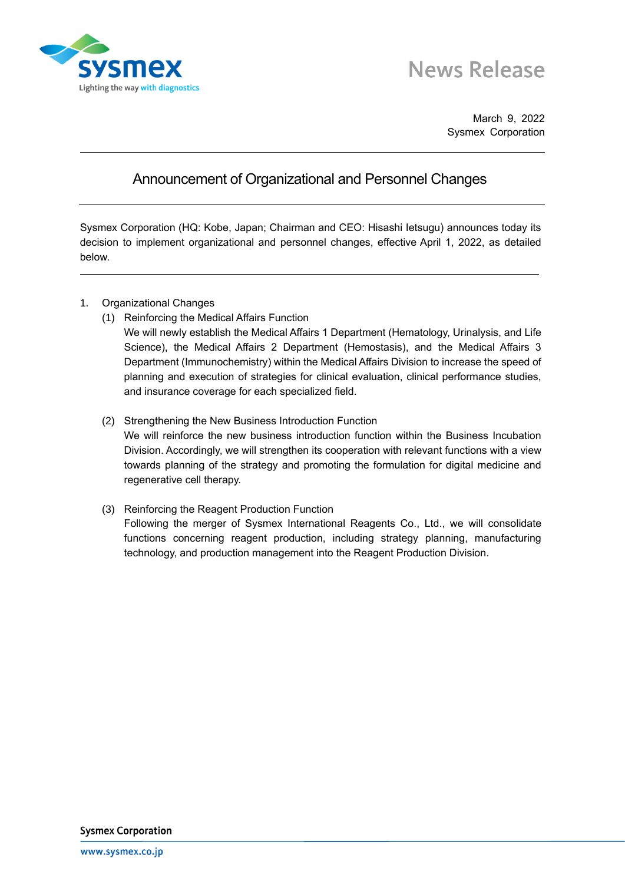News Release

March 9, 2022
Sysmex Corporation

# Announcement of Organizational and Personnel Changes

Sysmex Corporation (HQ: Kobe, Japan; Chairman and CEO: Hisashi Ietsugu) announces today its decision to implement organizational and personnel changes, effective April 1, 2022, as detailed below.

1. Organizational Changes
   (1) Reinforcing the Medical Affairs Function
   We will newly establish the Medical Affairs 1 Department (Hematology, Urinalysis, and Life Science), the Medical Affairs 2 Department (Hemostasis), and the Medical Affairs 3 Department (Immunochemistry) within the Medical Affairs Division to increase the speed of planning and execution of strategies for clinical evaluation, clinical performance studies, and insurance coverage for each specialized field.

   (2) Strengthening the New Business Introduction Function
   We will reinforce the new business introduction function within the Business Incubation Division. Accordingly, we will strengthen its cooperation with relevant functions with a view towards planning of the strategy and promoting the formulation for digital medicine and regenerative cell therapy.

   (3) Reinforcing the Reagent Production Function
   Following the merger of Sysmex International Reagents Co., Ltd., we will consolidate functions concerning reagent production, including strategy planning, manufacturing technology, and production management into the Reagent Production Division.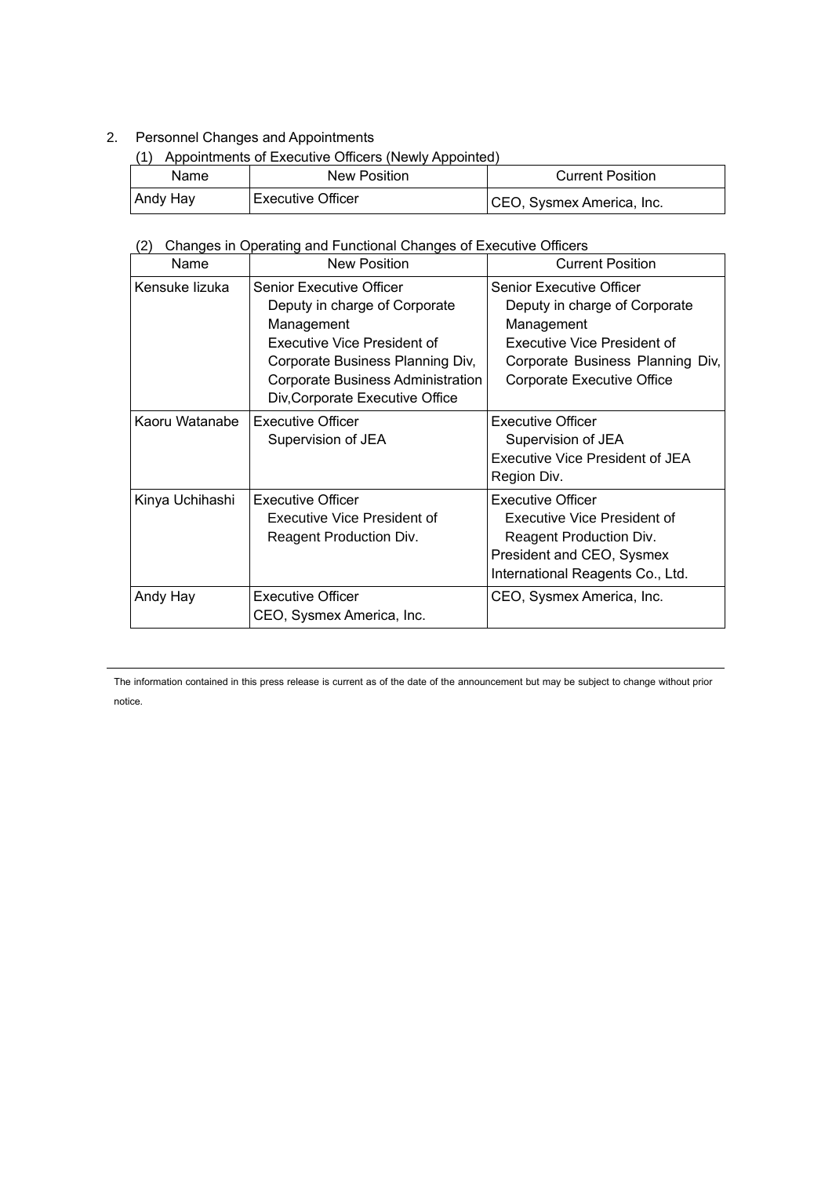2. Personnel Changes and Appointments

(1) Appointments of Executive Officers (Newly Appointed)

| Name | New Position | Current Position |
|---|---|---|
| Andy Hay | Executive Officer | CEO, Sysmex America, Inc. |

(2) Changes in Operating and Functional Changes of Executive Officers

| Name | New Position | Current Position |
|---|---|---|
| Kensuke Iizuka | Senior Executive Officer<br>Deputy in charge of Corporate Management<br>Executive Vice President of Corporate Business Planning Div, Corporate Business Administration Div,Corporate Executive Office | Senior Executive Officer<br>Deputy in charge of Corporate Management<br>Executive Vice President of Corporate Business Planning Div, Corporate Executive Office |
| Kaoru Watanabe | Executive Officer<br>Supervision of JEA | Executive Officer<br>Supervision of JEA<br>Executive Vice President of JEA Region Div. |
| Kinya Uchihashi | Executive Officer<br>Executive Vice President of Reagent Production Div. | Executive Officer<br>Executive Vice President of Reagent Production Div.<br>President and CEO, Sysmex International Reagents Co., Ltd. |
| Andy Hay | Executive Officer<br>CEO, Sysmex America, Inc. | CEO, Sysmex America, Inc. |

---

The information contained in this press release is current as of the date of the announcement but may be subject to change without prior notice.